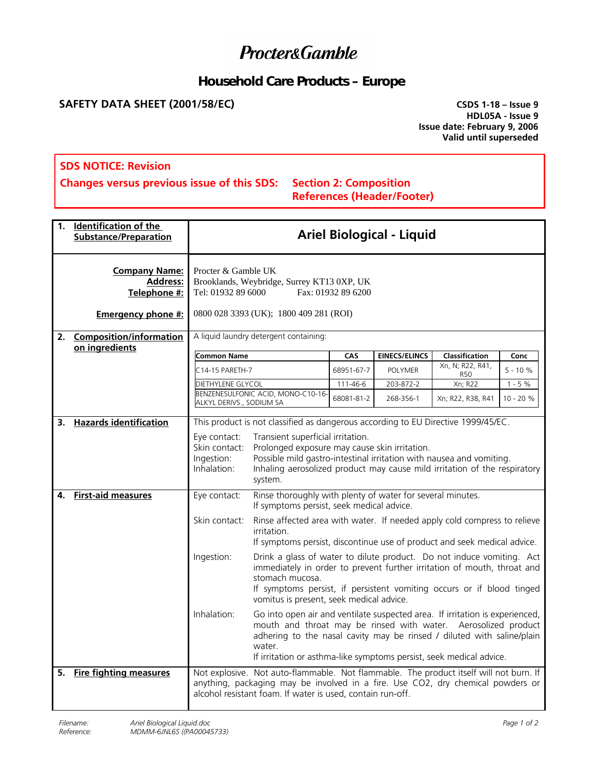# Procter&Gamble

## Household Care Products – Europe

**SAFETY DATA SHEET (2001/58/EC)**

**CSDS 1-18 – Issue 9**
**HDL05A - Issue 9**
**Issue date: February 9, 2006**
**Valid until superseded**

**SDS NOTICE: Revision**

**Changes versus previous issue of this SDS:** **Section 2: Composition**
**References (Header/Footer)**

## 1. Identification of the Substance/Preparation

**Ariel Biological - Liquid**

**Company Name:** Procter & Gamble UK
**Address:** Brooklands, Weybridge, Surrey KT13 0XP, UK
**Telephone #:** Tel: 01932 89 6000 Fax: 01932 89 6200

**Emergency phone #:** 0800 028 3393 (UK); 1800 409 281 (ROI)

## 2. Composition/information on ingredients

A liquid laundry detergent containing:

| Common Name | CAS | EINECS/ELINCS | Classification | Conc |
|---|---|---|---|---|
| C14-15 PARETH-7 | 68951-67-7 | POLYMER | Xn, N; R22, R41, R50 | 5 - 10 % |
| DIETHYLENE GLYCOL | 111-46-6 | 203-872-2 | Xn; R22 | 1 - 5 % |
| BENZENESULFONIC ACID, MONO-C10-16-ALKYL DERIVS., SODIUM SA | 68081-81-2 | 268-356-1 | Xn; R22, R38, R41 | 10 - 20 % |

## 3. Hazards identification

This product is not classified as dangerous according to EU Directive 1999/45/EC.

- Eye contact: Transient superficial irritation.
- Skin contact: Prolonged exposure may cause skin irritation.
- Ingestion: Possible mild gastro-intestinal irritation with nausea and vomiting.
- Inhalation: Inhaling aerosolized product may cause mild irritation of the respiratory system.

## 4. First-aid measures

Eye contact: Rinse thoroughly with plenty of water for several minutes.
If symptoms persist, seek medical advice.

Skin contact: Rinse affected area with water. If needed apply cold compress to relieve irritation.
If symptoms persist, discontinue use of product and seek medical advice.

Ingestion: Drink a glass of water to dilute product. Do not induce vomiting. Act immediately in order to prevent further irritation of mouth, throat and stomach mucosa.
If symptoms persist, if persistent vomiting occurs or if blood tinged vomitus is present, seek medical advice.

Inhalation: Go into open air and ventilate suspected area. If irritation is experienced, mouth and throat may be rinsed with water. Aerosolized product adhering to the nasal cavity may be rinsed / diluted with saline/plain water.
If irritation or asthma-like symptoms persist, seek medical advice.

## 5. Fire fighting measures

Not explosive. Not auto-flammable. Not flammable. The product itself will not burn. If anything, packaging may be involved in a fire. Use $CO_2$, dry chemical powders or alcohol resistant foam. If water is used, contain run-off.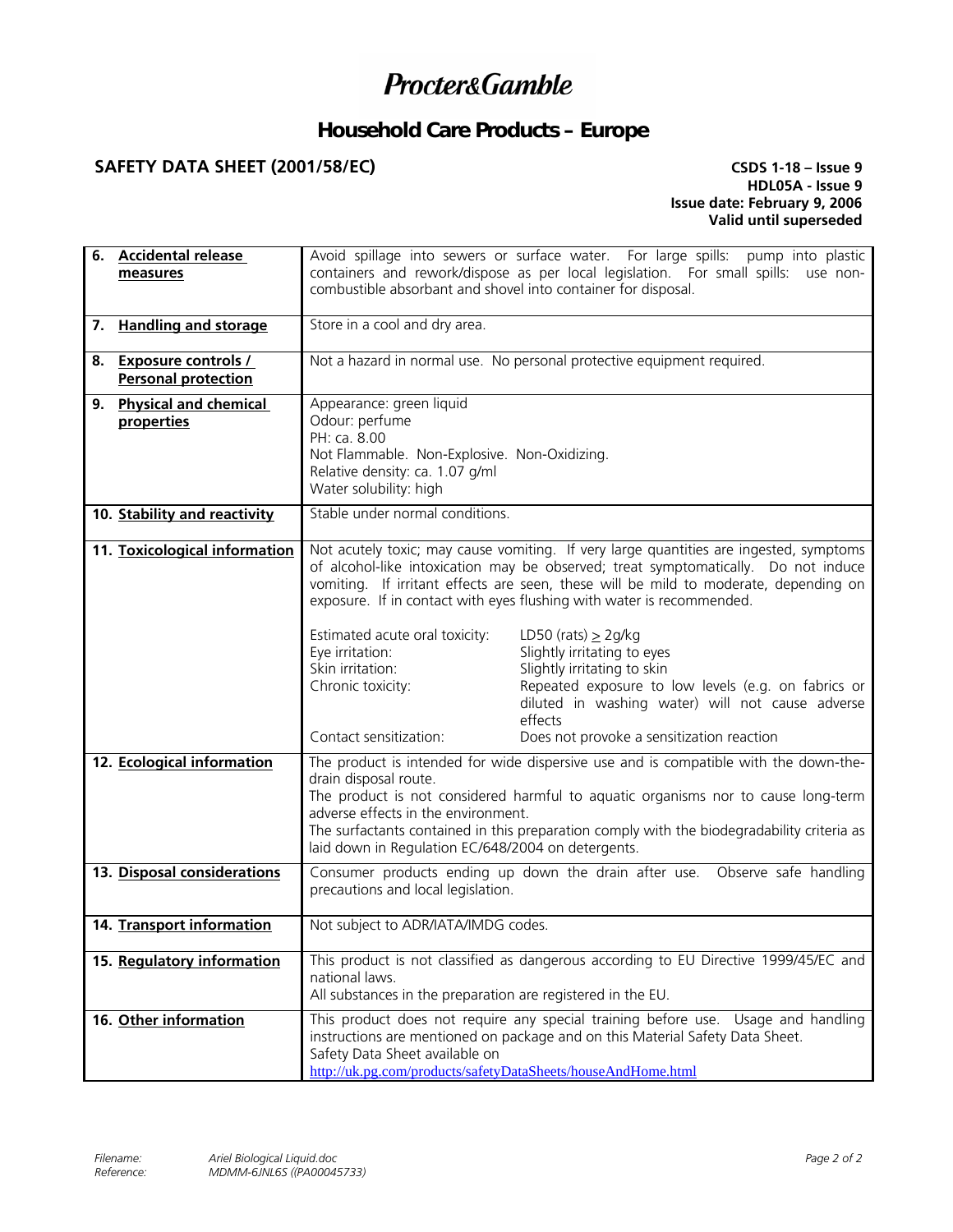# Procter&Gamble

## Household Care Products – Europe

**SAFETY DATA SHEET (2001/58/EC)**

**CSDS 1-18 – Issue 9**
**HDL05A - Issue 9**
**Issue date: February 9, 2006**
**Valid until superseded**

| | |
|---|---|
| **6. Accidental release measures** | Avoid spillage into sewers or surface water. For large spills: pump into plastic containers and rework/dispose as per local legislation. For small spills: use non-combustible absorbant and shovel into container for disposal. |
| **7. Handling and storage** | Store in a cool and dry area. |
| **8. Exposure controls / Personal protection** | Not a hazard in normal use. No personal protective equipment required. |
| **9. Physical and chemical properties** | Appearance: green liquid<br>Odour: perfume<br>PH: ca. 8.00<br>Not Flammable. Non-Explosive. Non-Oxidizing.<br>Relative density: ca. 1.07 g/ml<br>Water solubility: high |
| **10. Stability and reactivity** | Stable under normal conditions. |
| **11. Toxicological information** | Not acutely toxic; may cause vomiting. If very large quantities are ingested, symptoms of alcohol-like intoxication may be observed; treat symptomatically. Do not induce vomiting. If irritant effects are seen, these will be mild to moderate, depending on exposure. If in contact with eyes flushing with water is recommended.<br><br>Estimated acute oral toxicity: LD50 (rats) $\geq$ 2g/kg<br>Eye irritation: Slightly irritating to eyes<br>Skin irritation: Slightly irritating to skin<br>Chronic toxicity: Repeated exposure to low levels (e.g. on fabrics or diluted in washing water) will not cause adverse effects<br>Contact sensitization: Does not provoke a sensitization reaction |
| **12. Ecological information** | The product is intended for wide dispersive use and is compatible with the down-the-drain disposal route.<br>The product is not considered harmful to aquatic organisms nor to cause long-term adverse effects in the environment.<br>The surfactants contained in this preparation comply with the biodegradability criteria as laid down in Regulation EC/648/2004 on detergents. |
| **13. Disposal considerations** | Consumer products ending up down the drain after use. Observe safe handling precautions and local legislation. |
| **14. Transport information** | Not subject to ADR/IATA/IMDG codes. |
| **15. Regulatory information** | This product is not classified as dangerous according to EU Directive 1999/45/EC and national laws.<br>All substances in the preparation are registered in the EU. |
| **16. Other information** | This product does not require any special training before use. Usage and handling instructions are mentioned on package and on this Material Safety Data Sheet.<br>Safety Data Sheet available on<br>http://uk.pg.com/products/safetyDataSheets/houseAndHome.html |

*Filename:* *Ariel Biological Liquid.doc*
*Reference:* *MDMM-6JNL6S ((PA00045733)*